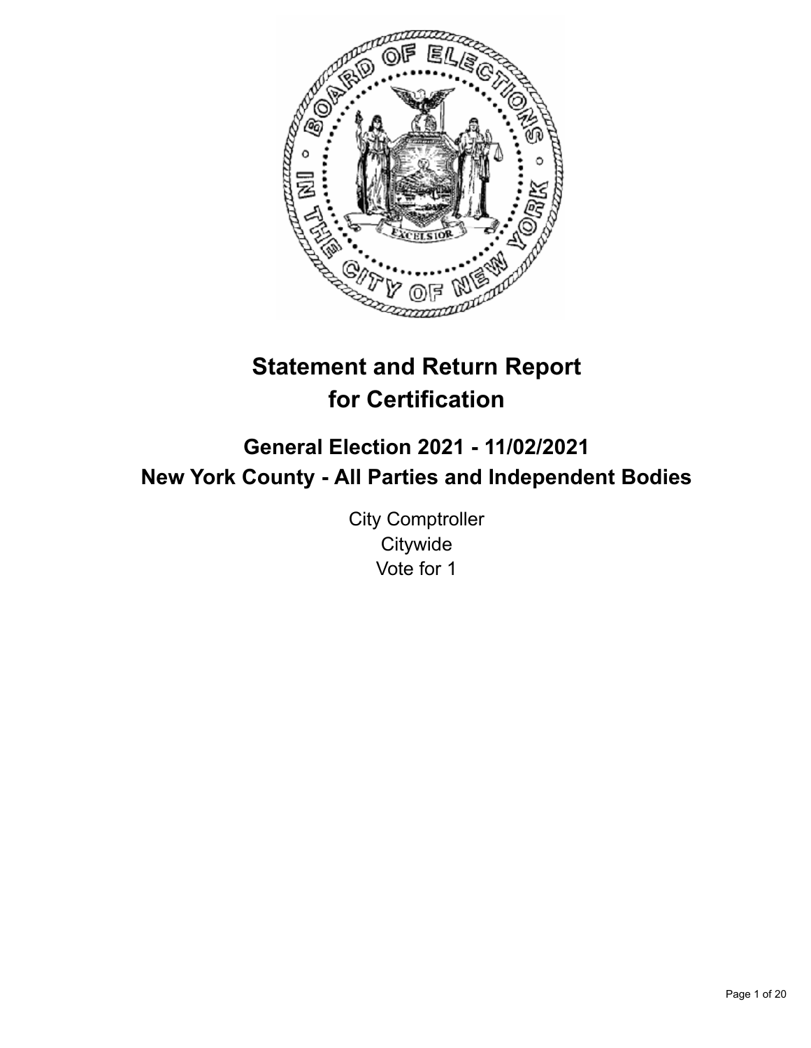# Statement and Return Report for Certification

## General Election 2021 - 11/02/2021
## New York County - All Parties and Independent Bodies

City Comptroller
Citywide
Vote for 1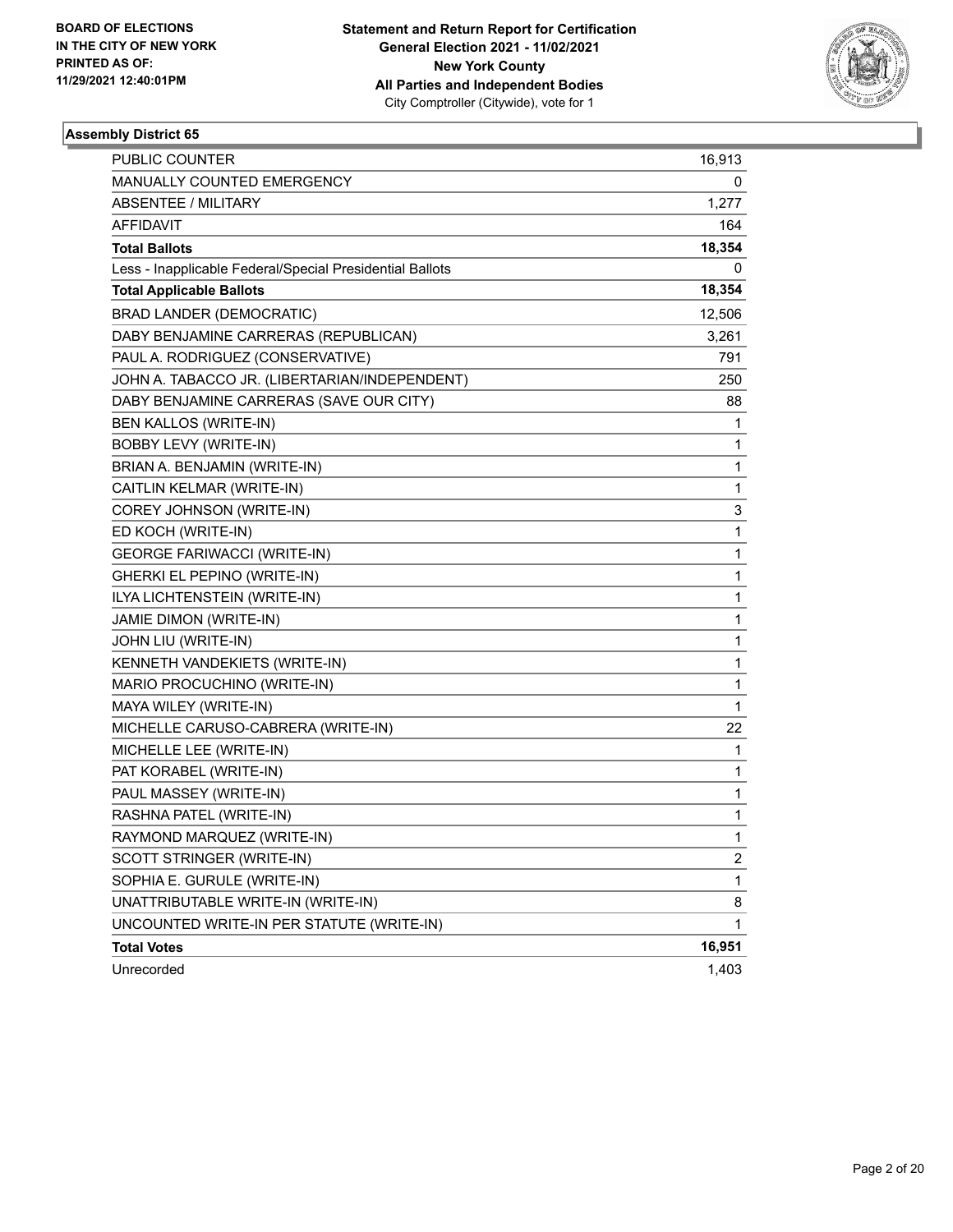BOARD OF ELECTIONS
IN THE CITY OF NEW YORK
PRINTED AS OF:
11/29/2021 12:40:01PM

**Statement and Return Report for Certification**
**General Election 2021 - 11/02/2021**
**New York County**
**All Parties and Independent Bodies**
City Comptroller (Citywide), vote for 1

### Assembly District 65

| | |
|---|---|
| PUBLIC COUNTER | 16,913 |
| MANUALLY COUNTED EMERGENCY | 0 |
| ABSENTEE / MILITARY | 1,277 |
| AFFIDAVIT | 164 |
| **Total Ballots** | **18,354** |
| Less - Inapplicable Federal/Special Presidential Ballots | 0 |
| **Total Applicable Ballots** | **18,354** |
| BRAD LANDER (DEMOCRATIC) | 12,506 |
| DABY BENJAMINE CARRERAS (REPUBLICAN) | 3,261 |
| PAUL A. RODRIGUEZ (CONSERVATIVE) | 791 |
| JOHN A. TABACCO JR. (LIBERTARIAN/INDEPENDENT) | 250 |
| DABY BENJAMINE CARRERAS (SAVE OUR CITY) | 88 |
| BEN KALLOS (WRITE-IN) | 1 |
| BOBBY LEVY (WRITE-IN) | 1 |
| BRIAN A. BENJAMIN (WRITE-IN) | 1 |
| CAITLIN KELMAR (WRITE-IN) | 1 |
| COREY JOHNSON (WRITE-IN) | 3 |
| ED KOCH (WRITE-IN) | 1 |
| GEORGE FARIWACCI (WRITE-IN) | 1 |
| GHERKI EL PEPINO (WRITE-IN) | 1 |
| ILYA LICHTENSTEIN (WRITE-IN) | 1 |
| JAMIE DIMON (WRITE-IN) | 1 |
| JOHN LIU (WRITE-IN) | 1 |
| KENNETH VANDEKIETS (WRITE-IN) | 1 |
| MARIO PROCUCHINO (WRITE-IN) | 1 |
| MAYA WILEY (WRITE-IN) | 1 |
| MICHELLE CARUSO-CABRERA (WRITE-IN) | 22 |
| MICHELLE LEE (WRITE-IN) | 1 |
| PAT KORABEL (WRITE-IN) | 1 |
| PAUL MASSEY (WRITE-IN) | 1 |
| RASHNA PATEL (WRITE-IN) | 1 |
| RAYMOND MARQUEZ (WRITE-IN) | 1 |
| SCOTT STRINGER (WRITE-IN) | 2 |
| SOPHIA E. GURULE (WRITE-IN) | 1 |
| UNATTRIBUTABLE WRITE-IN (WRITE-IN) | 8 |
| UNCOUNTED WRITE-IN PER STATUTE (WRITE-IN) | 1 |
| **Total Votes** | **16,951** |
| Unrecorded | 1,403 |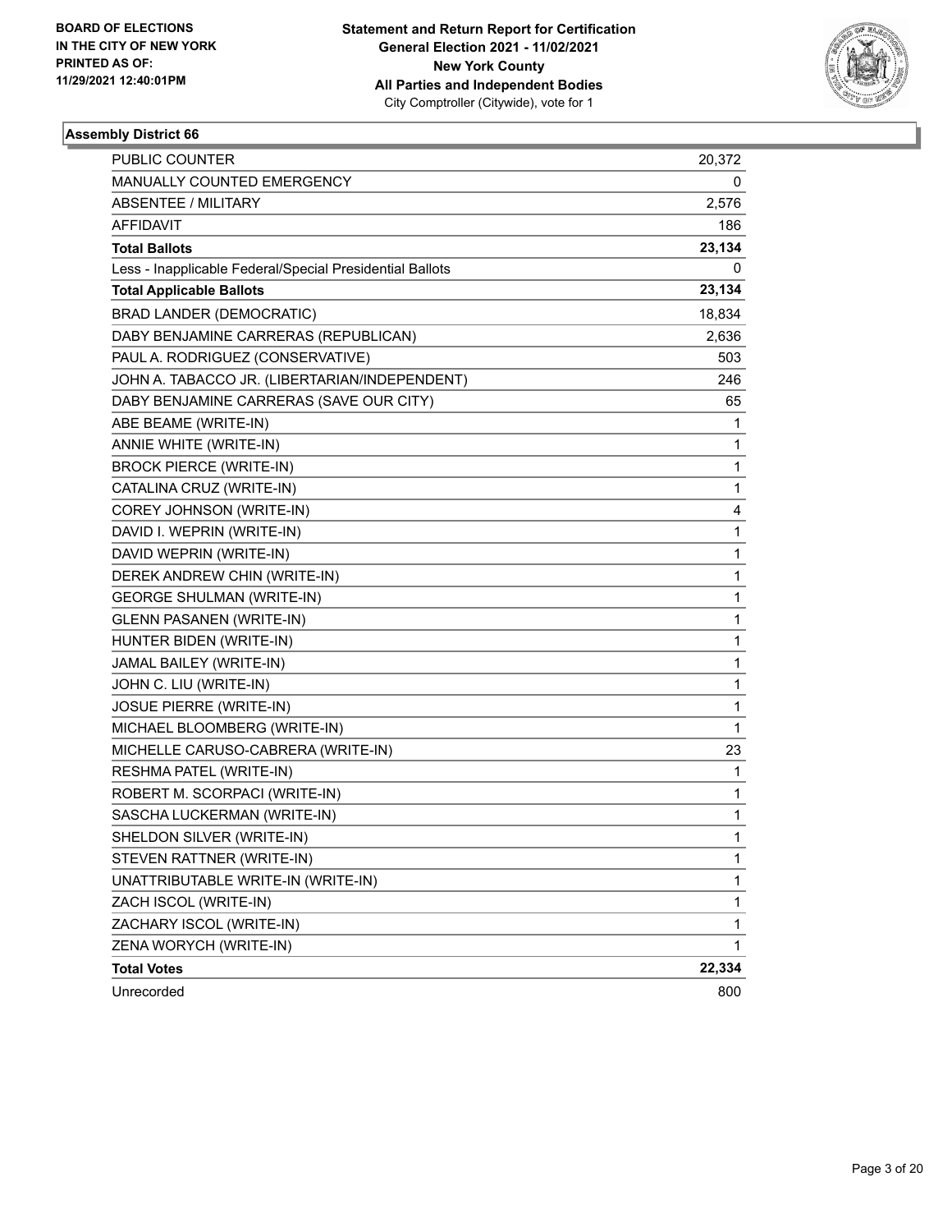BOARD OF ELECTIONS
IN THE CITY OF NEW YORK
PRINTED AS OF:
11/29/2021 12:40:01PM

**Statement and Return Report for Certification**
**General Election 2021 - 11/02/2021**
**New York County**
**All Parties and Independent Bodies**
City Comptroller (Citywide), vote for 1

### Assembly District 66

| | |
|---|---|
| PUBLIC COUNTER | 20,372 |
| MANUALLY COUNTED EMERGENCY | 0 |
| ABSENTEE / MILITARY | 2,576 |
| AFFIDAVIT | 186 |
| **Total Ballots** | **23,134** |
| Less - Inapplicable Federal/Special Presidential Ballots | 0 |
| **Total Applicable Ballots** | **23,134** |
| BRAD LANDER (DEMOCRATIC) | 18,834 |
| DABY BENJAMINE CARRERAS (REPUBLICAN) | 2,636 |
| PAUL A. RODRIGUEZ (CONSERVATIVE) | 503 |
| JOHN A. TABACCO JR. (LIBERTARIAN/INDEPENDENT) | 246 |
| DABY BENJAMINE CARRERAS (SAVE OUR CITY) | 65 |
| ABE BEAME (WRITE-IN) | 1 |
| ANNIE WHITE (WRITE-IN) | 1 |
| BROCK PIERCE (WRITE-IN) | 1 |
| CATALINA CRUZ (WRITE-IN) | 1 |
| COREY JOHNSON (WRITE-IN) | 4 |
| DAVID I. WEPRIN (WRITE-IN) | 1 |
| DAVID WEPRIN (WRITE-IN) | 1 |
| DEREK ANDREW CHIN (WRITE-IN) | 1 |
| GEORGE SHULMAN (WRITE-IN) | 1 |
| GLENN PASANEN (WRITE-IN) | 1 |
| HUNTER BIDEN (WRITE-IN) | 1 |
| JAMAL BAILEY (WRITE-IN) | 1 |
| JOHN C. LIU (WRITE-IN) | 1 |
| JOSUE PIERRE (WRITE-IN) | 1 |
| MICHAEL BLOOMBERG (WRITE-IN) | 1 |
| MICHELLE CARUSO-CABRERA (WRITE-IN) | 23 |
| RESHMA PATEL (WRITE-IN) | 1 |
| ROBERT M. SCORPACI (WRITE-IN) | 1 |
| SASCHA LUCKERMAN (WRITE-IN) | 1 |
| SHELDON SILVER (WRITE-IN) | 1 |
| STEVEN RATTNER (WRITE-IN) | 1 |
| UNATTRIBUTABLE WRITE-IN (WRITE-IN) | 1 |
| ZACH ISCOL (WRITE-IN) | 1 |
| ZACHARY ISCOL (WRITE-IN) | 1 |
| ZENA WORYCH (WRITE-IN) | 1 |
| **Total Votes** | **22,334** |
| Unrecorded | 800 |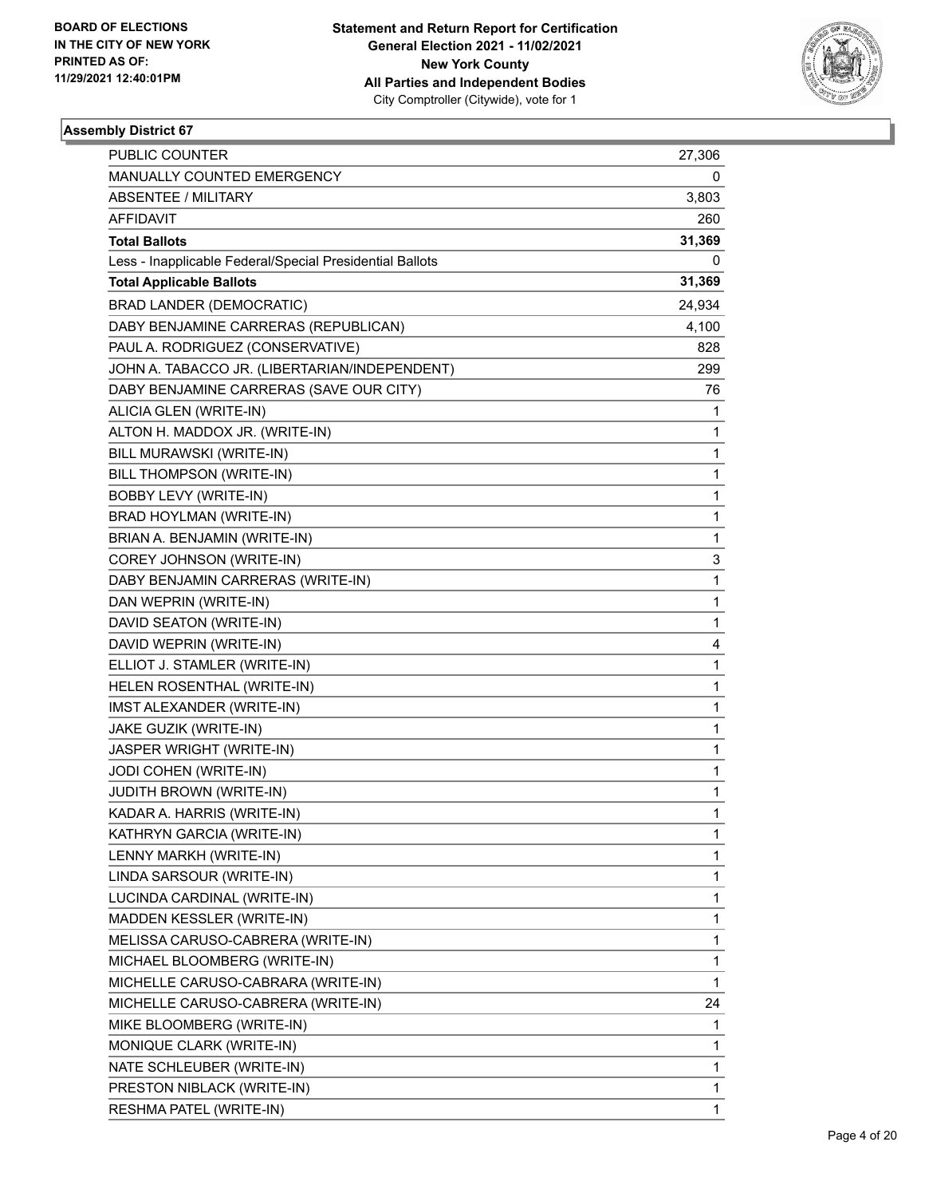**BOARD OF ELECTIONS IN THE CITY OF NEW YORK PRINTED AS OF: 11/29/2021 12:40:01PM**

**Statement and Return Report for Certification General Election 2021 - 11/02/2021 New York County All Parties and Independent Bodies**
City Comptroller (Citywide), vote for 1

### Assembly District 67

| | |
|---|---|
| PUBLIC COUNTER | 27,306 |
| MANUALLY COUNTED EMERGENCY | 0 |
| ABSENTEE / MILITARY | 3,803 |
| AFFIDAVIT | 260 |
| **Total Ballots** | **31,369** |
| Less - Inapplicable Federal/Special Presidential Ballots | 0 |
| **Total Applicable Ballots** | **31,369** |
| BRAD LANDER (DEMOCRATIC) | 24,934 |
| DABY BENJAMINE CARRERAS (REPUBLICAN) | 4,100 |
| PAUL A. RODRIGUEZ (CONSERVATIVE) | 828 |
| JOHN A. TABACCO JR. (LIBERTARIAN/INDEPENDENT) | 299 |
| DABY BENJAMINE CARRERAS (SAVE OUR CITY) | 76 |
| ALICIA GLEN (WRITE-IN) | 1 |
| ALTON H. MADDOX JR. (WRITE-IN) | 1 |
| BILL MURAWSKI (WRITE-IN) | 1 |
| BILL THOMPSON (WRITE-IN) | 1 |
| BOBBY LEVY (WRITE-IN) | 1 |
| BRAD HOYLMAN (WRITE-IN) | 1 |
| BRIAN A. BENJAMIN (WRITE-IN) | 1 |
| COREY JOHNSON (WRITE-IN) | 3 |
| DABY BENJAMIN CARRERAS (WRITE-IN) | 1 |
| DAN WEPRIN (WRITE-IN) | 1 |
| DAVID SEATON (WRITE-IN) | 1 |
| DAVID WEPRIN (WRITE-IN) | 4 |
| ELLIOT J. STAMLER (WRITE-IN) | 1 |
| HELEN ROSENTHAL (WRITE-IN) | 1 |
| IMST ALEXANDER (WRITE-IN) | 1 |
| JAKE GUZIK (WRITE-IN) | 1 |
| JASPER WRIGHT (WRITE-IN) | 1 |
| JODI COHEN (WRITE-IN) | 1 |
| JUDITH BROWN (WRITE-IN) | 1 |
| KADAR A. HARRIS (WRITE-IN) | 1 |
| KATHRYN GARCIA (WRITE-IN) | 1 |
| LENNY MARKH (WRITE-IN) | 1 |
| LINDA SARSOUR (WRITE-IN) | 1 |
| LUCINDA CARDINAL (WRITE-IN) | 1 |
| MADDEN KESSLER (WRITE-IN) | 1 |
| MELISSA CARUSO-CABRERA (WRITE-IN) | 1 |
| MICHAEL BLOOMBERG (WRITE-IN) | 1 |
| MICHELLE CARUSO-CABRARA (WRITE-IN) | 1 |
| MICHELLE CARUSO-CABRERA (WRITE-IN) | 24 |
| MIKE BLOOMBERG (WRITE-IN) | 1 |
| MONIQUE CLARK (WRITE-IN) | 1 |
| NATE SCHLEUBER (WRITE-IN) | 1 |
| PRESTON NIBLACK (WRITE-IN) | 1 |
| RESHMA PATEL (WRITE-IN) | 1 |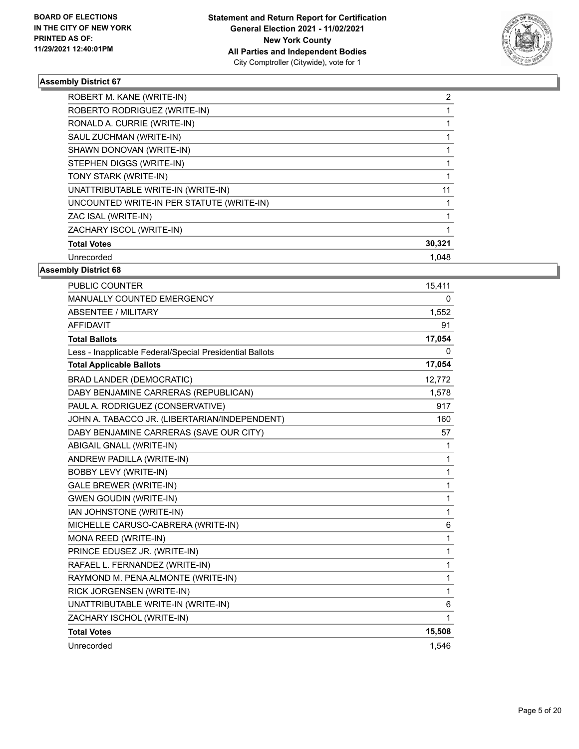**Statement and Return Report for Certification**
**General Election 2021 - 11/02/2021**
**New York County**
**All Parties and Independent Bodies**
City Comptroller (Citywide), vote for 1

BOARD OF ELECTIONS IN THE CITY OF NEW YORK PRINTED AS OF: 11/29/2021 12:40:01PM

## Assembly District 67

| | |
|---|---|
| ROBERT M. KANE (WRITE-IN) | 2 |
| ROBERTO RODRIGUEZ (WRITE-IN) | 1 |
| RONALD A. CURRIE (WRITE-IN) | 1 |
| SAUL ZUCHMAN (WRITE-IN) | 1 |
| SHAWN DONOVAN (WRITE-IN) | 1 |
| STEPHEN DIGGS (WRITE-IN) | 1 |
| TONY STARK (WRITE-IN) | 1 |
| UNATTRIBUTABLE WRITE-IN (WRITE-IN) | 11 |
| UNCOUNTED WRITE-IN PER STATUTE (WRITE-IN) | 1 |
| ZAC ISAL (WRITE-IN) | 1 |
| ZACHARY ISCOL (WRITE-IN) | 1 |
| **Total Votes** | **30,321** |
| Unrecorded | 1,048 |

## Assembly District 68

| | |
|---|---|
| PUBLIC COUNTER | 15,411 |
| MANUALLY COUNTED EMERGENCY | 0 |
| ABSENTEE / MILITARY | 1,552 |
| AFFIDAVIT | 91 |
| **Total Ballots** | **17,054** |
| Less - Inapplicable Federal/Special Presidential Ballots | 0 |
| **Total Applicable Ballots** | **17,054** |
| BRAD LANDER (DEMOCRATIC) | 12,772 |
| DABY BENJAMINE CARRERAS (REPUBLICAN) | 1,578 |
| PAUL A. RODRIGUEZ (CONSERVATIVE) | 917 |
| JOHN A. TABACCO JR. (LIBERTARIAN/INDEPENDENT) | 160 |
| DABY BENJAMINE CARRERAS (SAVE OUR CITY) | 57 |
| ABIGAIL GNALL (WRITE-IN) | 1 |
| ANDREW PADILLA (WRITE-IN) | 1 |
| BOBBY LEVY (WRITE-IN) | 1 |
| GALE BREWER (WRITE-IN) | 1 |
| GWEN GOUDIN (WRITE-IN) | 1 |
| IAN JOHNSTONE (WRITE-IN) | 1 |
| MICHELLE CARUSO-CABRERA (WRITE-IN) | 6 |
| MONA REED (WRITE-IN) | 1 |
| PRINCE EDUSEZ JR. (WRITE-IN) | 1 |
| RAFAEL L. FERNANDEZ (WRITE-IN) | 1 |
| RAYMOND M. PENA ALMONTE (WRITE-IN) | 1 |
| RICK JORGENSEN (WRITE-IN) | 1 |
| UNATTRIBUTABLE WRITE-IN (WRITE-IN) | 6 |
| ZACHARY ISCHOL (WRITE-IN) | 1 |
| **Total Votes** | **15,508** |
| Unrecorded | 1,546 |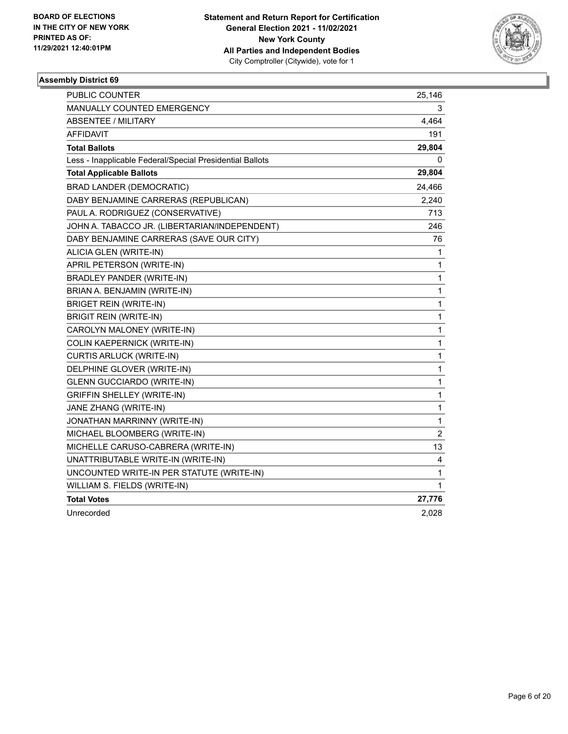BOARD OF ELECTIONS
IN THE CITY OF NEW YORK
PRINTED AS OF:
11/29/2021 12:40:01PM

**Statement and Return Report for Certification**
**General Election 2021 - 11/02/2021**
**New York County**
**All Parties and Independent Bodies**
City Comptroller (Citywide), vote for 1

### Assembly District 69

| | |
|---|---|
| PUBLIC COUNTER | 25,146 |
| MANUALLY COUNTED EMERGENCY | 3 |
| ABSENTEE / MILITARY | 4,464 |
| AFFIDAVIT | 191 |
| **Total Ballots** | **29,804** |
| Less - Inapplicable Federal/Special Presidential Ballots | 0 |
| **Total Applicable Ballots** | **29,804** |
| BRAD LANDER (DEMOCRATIC) | 24,466 |
| DABY BENJAMINE CARRERAS (REPUBLICAN) | 2,240 |
| PAUL A. RODRIGUEZ (CONSERVATIVE) | 713 |
| JOHN A. TABACCO JR. (LIBERTARIAN/INDEPENDENT) | 246 |
| DABY BENJAMINE CARRERAS (SAVE OUR CITY) | 76 |
| ALICIA GLEN (WRITE-IN) | 1 |
| APRIL PETERSON (WRITE-IN) | 1 |
| BRADLEY PANDER (WRITE-IN) | 1 |
| BRIAN A. BENJAMIN (WRITE-IN) | 1 |
| BRIGET REIN (WRITE-IN) | 1 |
| BRIGIT REIN (WRITE-IN) | 1 |
| CAROLYN MALONEY (WRITE-IN) | 1 |
| COLIN KAEPERNICK (WRITE-IN) | 1 |
| CURTIS ARLUCK (WRITE-IN) | 1 |
| DELPHINE GLOVER (WRITE-IN) | 1 |
| GLENN GUCCIARDO (WRITE-IN) | 1 |
| GRIFFIN SHELLEY (WRITE-IN) | 1 |
| JANE ZHANG (WRITE-IN) | 1 |
| JONATHAN MARRINNY (WRITE-IN) | 1 |
| MICHAEL BLOOMBERG (WRITE-IN) | 2 |
| MICHELLE CARUSO-CABRERA (WRITE-IN) | 13 |
| UNATTRIBUTABLE WRITE-IN (WRITE-IN) | 4 |
| UNCOUNTED WRITE-IN PER STATUTE (WRITE-IN) | 1 |
| WILLIAM S. FIELDS (WRITE-IN) | 1 |
| **Total Votes** | **27,776** |
| Unrecorded | 2,028 |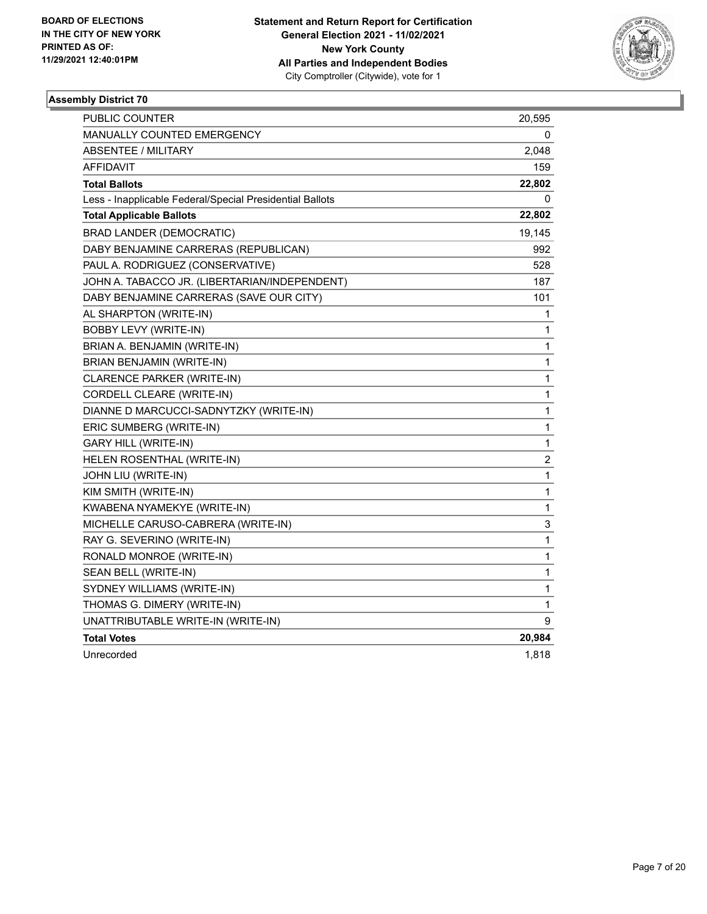BOARD OF ELECTIONS
IN THE CITY OF NEW YORK
PRINTED AS OF:
11/29/2021 12:40:01PM

**Statement and Return Report for Certification**
**General Election 2021 - 11/02/2021**
**New York County**
**All Parties and Independent Bodies**
City Comptroller (Citywide), vote for 1

### Assembly District 70

| | |
|---|---|
| PUBLIC COUNTER | 20,595 |
| MANUALLY COUNTED EMERGENCY | 0 |
| ABSENTEE / MILITARY | 2,048 |
| AFFIDAVIT | 159 |
| **Total Ballots** | **22,802** |
| Less - Inapplicable Federal/Special Presidential Ballots | 0 |
| **Total Applicable Ballots** | **22,802** |
| BRAD LANDER (DEMOCRATIC) | 19,145 |
| DABY BENJAMINE CARRERAS (REPUBLICAN) | 992 |
| PAUL A. RODRIGUEZ (CONSERVATIVE) | 528 |
| JOHN A. TABACCO JR. (LIBERTARIAN/INDEPENDENT) | 187 |
| DABY BENJAMINE CARRERAS (SAVE OUR CITY) | 101 |
| AL SHARPTON (WRITE-IN) | 1 |
| BOBBY LEVY (WRITE-IN) | 1 |
| BRIAN A. BENJAMIN (WRITE-IN) | 1 |
| BRIAN BENJAMIN (WRITE-IN) | 1 |
| CLARENCE PARKER (WRITE-IN) | 1 |
| CORDELL CLEARE (WRITE-IN) | 1 |
| DIANNE D MARCUCCI-SADNYTZKY (WRITE-IN) | 1 |
| ERIC SUMBERG (WRITE-IN) | 1 |
| GARY HILL (WRITE-IN) | 1 |
| HELEN ROSENTHAL (WRITE-IN) | 2 |
| JOHN LIU (WRITE-IN) | 1 |
| KIM SMITH (WRITE-IN) | 1 |
| KWABENA NYAMEKYE (WRITE-IN) | 1 |
| MICHELLE CARUSO-CABRERA (WRITE-IN) | 3 |
| RAY G. SEVERINO (WRITE-IN) | 1 |
| RONALD MONROE (WRITE-IN) | 1 |
| SEAN BELL (WRITE-IN) | 1 |
| SYDNEY WILLIAMS (WRITE-IN) | 1 |
| THOMAS G. DIMERY (WRITE-IN) | 1 |
| UNATTRIBUTABLE WRITE-IN (WRITE-IN) | 9 |
| **Total Votes** | **20,984** |
| Unrecorded | 1,818 |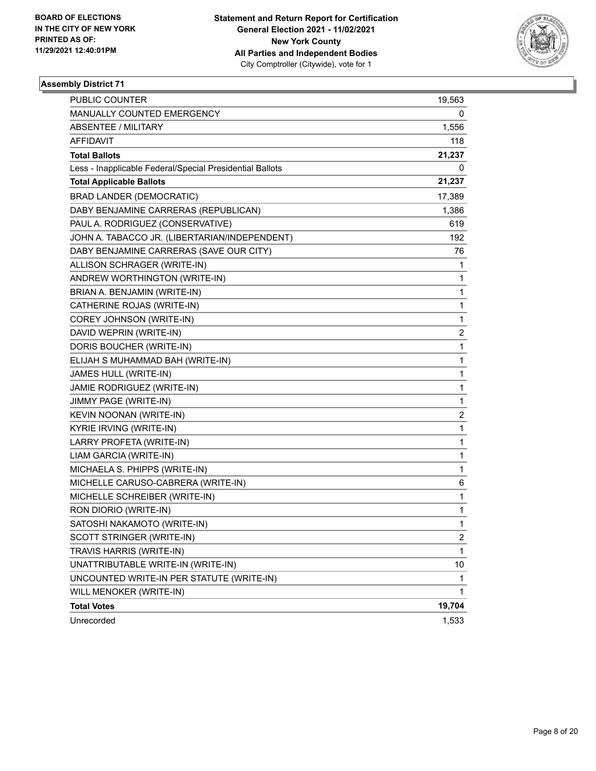**BOARD OF ELECTIONS IN THE CITY OF NEW YORK PRINTED AS OF: 11/29/2021 12:40:01PM**

**Statement and Return Report for Certification General Election 2021 - 11/02/2021 New York County All Parties and Independent Bodies**
City Comptroller (Citywide), vote for 1

### Assembly District 71

| | |
|---|---|
| PUBLIC COUNTER | 19,563 |
| MANUALLY COUNTED EMERGENCY | 0 |
| ABSENTEE / MILITARY | 1,556 |
| AFFIDAVIT | 118 |
| **Total Ballots** | **21,237** |
| Less - Inapplicable Federal/Special Presidential Ballots | 0 |
| **Total Applicable Ballots** | **21,237** |
| BRAD LANDER (DEMOCRATIC) | 17,389 |
| DABY BENJAMINE CARRERAS (REPUBLICAN) | 1,386 |
| PAUL A. RODRIGUEZ (CONSERVATIVE) | 619 |
| JOHN A. TABACCO JR. (LIBERTARIAN/INDEPENDENT) | 192 |
| DABY BENJAMINE CARRERAS (SAVE OUR CITY) | 76 |
| ALLISON SCHRAGER (WRITE-IN) | 1 |
| ANDREW WORTHINGTON (WRITE-IN) | 1 |
| BRIAN A. BENJAMIN (WRITE-IN) | 1 |
| CATHERINE ROJAS (WRITE-IN) | 1 |
| COREY JOHNSON (WRITE-IN) | 1 |
| DAVID WEPRIN (WRITE-IN) | 2 |
| DORIS BOUCHER (WRITE-IN) | 1 |
| ELIJAH S MUHAMMAD BAH (WRITE-IN) | 1 |
| JAMES HULL (WRITE-IN) | 1 |
| JAMIE RODRIGUEZ (WRITE-IN) | 1 |
| JIMMY PAGE (WRITE-IN) | 1 |
| KEVIN NOONAN (WRITE-IN) | 2 |
| KYRIE IRVING (WRITE-IN) | 1 |
| LARRY PROFETA (WRITE-IN) | 1 |
| LIAM GARCIA (WRITE-IN) | 1 |
| MICHAELA S. PHIPPS (WRITE-IN) | 1 |
| MICHELLE CARUSO-CABRERA (WRITE-IN) | 6 |
| MICHELLE SCHREIBER (WRITE-IN) | 1 |
| RON DIORIO (WRITE-IN) | 1 |
| SATOSHI NAKAMOTO (WRITE-IN) | 1 |
| SCOTT STRINGER (WRITE-IN) | 2 |
| TRAVIS HARRIS (WRITE-IN) | 1 |
| UNATTRIBUTABLE WRITE-IN (WRITE-IN) | 10 |
| UNCOUNTED WRITE-IN PER STATUTE (WRITE-IN) | 1 |
| WILL MENOKER (WRITE-IN) | 1 |
| **Total Votes** | **19,704** |
| Unrecorded | 1,533 |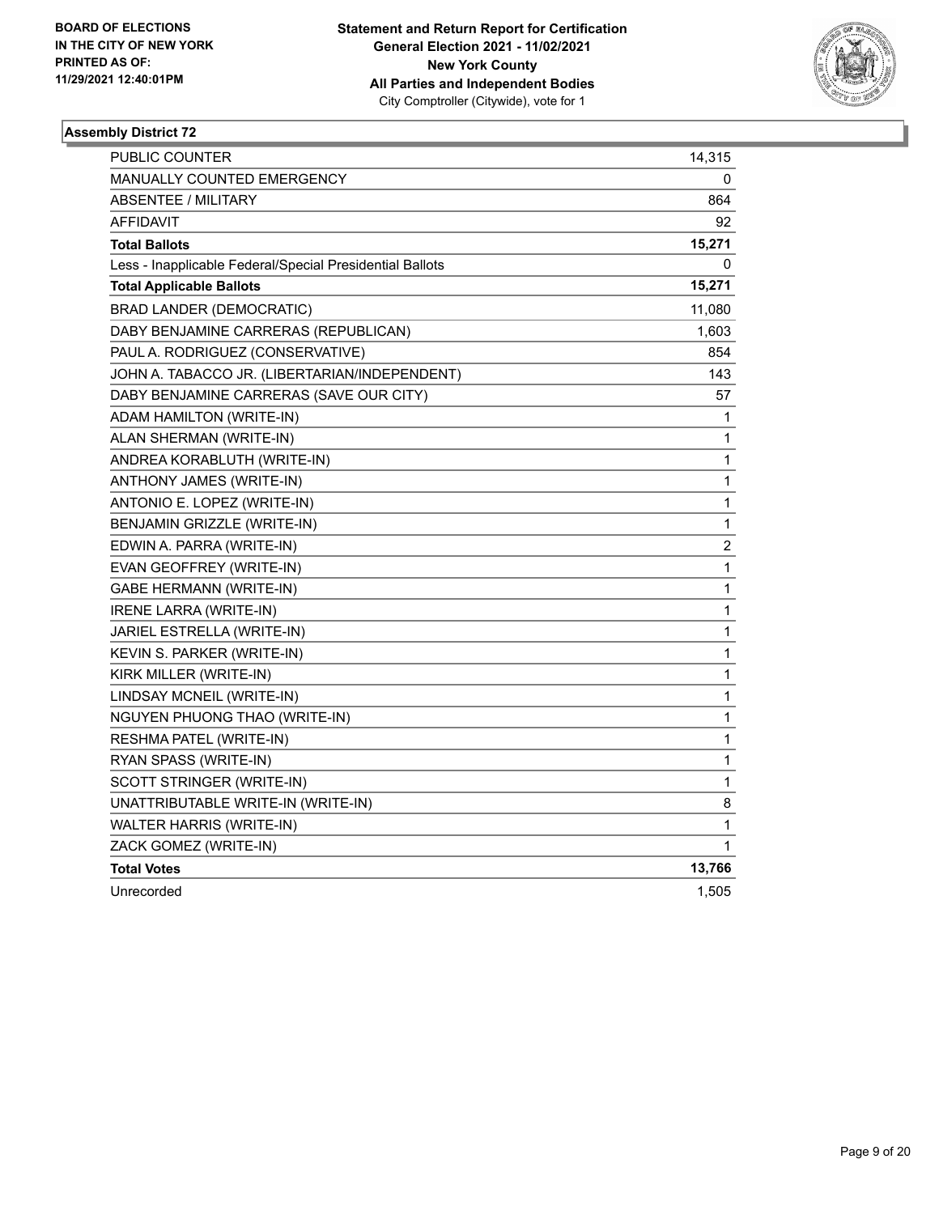**BOARD OF ELECTIONS IN THE CITY OF NEW YORK PRINTED AS OF: 11/29/2021 12:40:01PM**

**Statement and Return Report for Certification General Election 2021 - 11/02/2021 New York County All Parties and Independent Bodies** City Comptroller (Citywide), vote for 1

### Assembly District 72

| | |
|---|---|
| PUBLIC COUNTER | 14,315 |
| MANUALLY COUNTED EMERGENCY | 0 |
| ABSENTEE / MILITARY | 864 |
| AFFIDAVIT | 92 |
| **Total Ballots** | **15,271** |
| Less - Inapplicable Federal/Special Presidential Ballots | 0 |
| **Total Applicable Ballots** | **15,271** |
| BRAD LANDER (DEMOCRATIC) | 11,080 |
| DABY BENJAMINE CARRERAS (REPUBLICAN) | 1,603 |
| PAUL A. RODRIGUEZ (CONSERVATIVE) | 854 |
| JOHN A. TABACCO JR. (LIBERTARIAN/INDEPENDENT) | 143 |
| DABY BENJAMINE CARRERAS (SAVE OUR CITY) | 57 |
| ADAM HAMILTON (WRITE-IN) | 1 |
| ALAN SHERMAN (WRITE-IN) | 1 |
| ANDREA KORABLUTH (WRITE-IN) | 1 |
| ANTHONY JAMES (WRITE-IN) | 1 |
| ANTONIO E. LOPEZ (WRITE-IN) | 1 |
| BENJAMIN GRIZZLE (WRITE-IN) | 1 |
| EDWIN A. PARRA (WRITE-IN) | 2 |
| EVAN GEOFFREY (WRITE-IN) | 1 |
| GABE HERMANN (WRITE-IN) | 1 |
| IRENE LARRA (WRITE-IN) | 1 |
| JARIEL ESTRELLA (WRITE-IN) | 1 |
| KEVIN S. PARKER (WRITE-IN) | 1 |
| KIRK MILLER (WRITE-IN) | 1 |
| LINDSAY MCNEIL (WRITE-IN) | 1 |
| NGUYEN PHUONG THAO (WRITE-IN) | 1 |
| RESHMA PATEL (WRITE-IN) | 1 |
| RYAN SPASS (WRITE-IN) | 1 |
| SCOTT STRINGER (WRITE-IN) | 1 |
| UNATTRIBUTABLE WRITE-IN (WRITE-IN) | 8 |
| WALTER HARRIS (WRITE-IN) | 1 |
| ZACK GOMEZ (WRITE-IN) | 1 |
| **Total Votes** | **13,766** |
| Unrecorded | 1,505 |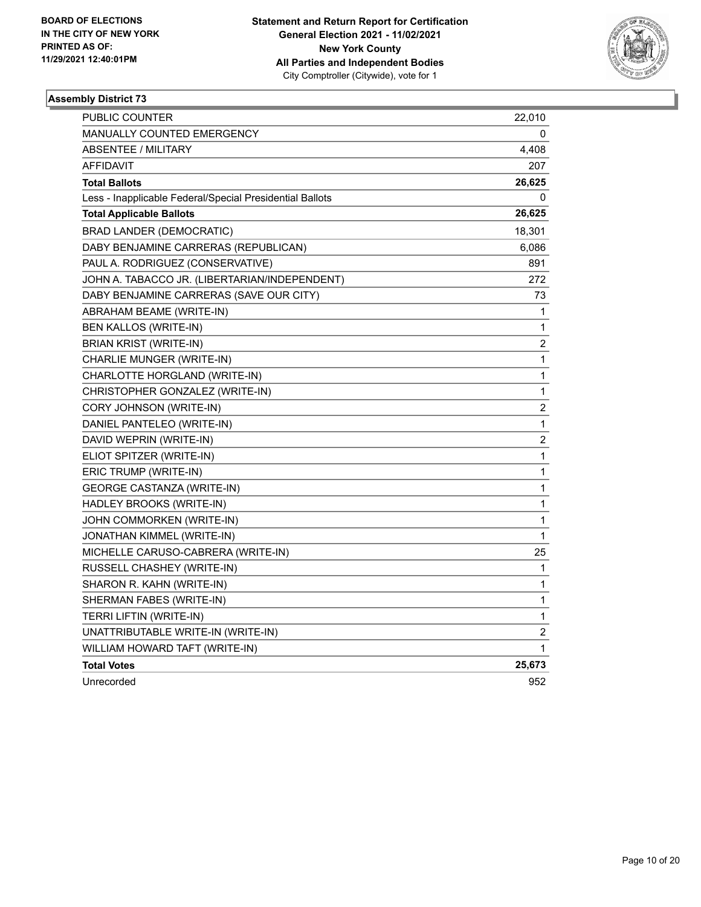**BOARD OF ELECTIONS IN THE CITY OF NEW YORK PRINTED AS OF: 11/29/2021 12:40:01PM**

**Statement and Return Report for Certification General Election 2021 - 11/02/2021 New York County All Parties and Independent Bodies**
City Comptroller (Citywide), vote for 1

## Assembly District 73

| | |
|---|---|
| PUBLIC COUNTER | 22,010 |
| MANUALLY COUNTED EMERGENCY | 0 |
| ABSENTEE / MILITARY | 4,408 |
| AFFIDAVIT | 207 |
| **Total Ballots** | **26,625** |
| Less - Inapplicable Federal/Special Presidential Ballots | 0 |
| **Total Applicable Ballots** | **26,625** |
| BRAD LANDER (DEMOCRATIC) | 18,301 |
| DABY BENJAMINE CARRERAS (REPUBLICAN) | 6,086 |
| PAUL A. RODRIGUEZ (CONSERVATIVE) | 891 |
| JOHN A. TABACCO JR. (LIBERTARIAN/INDEPENDENT) | 272 |
| DABY BENJAMINE CARRERAS (SAVE OUR CITY) | 73 |
| ABRAHAM BEAME (WRITE-IN) | 1 |
| BEN KALLOS (WRITE-IN) | 1 |
| BRIAN KRIST (WRITE-IN) | 2 |
| CHARLIE MUNGER (WRITE-IN) | 1 |
| CHARLOTTE HORGLAND (WRITE-IN) | 1 |
| CHRISTOPHER GONZALEZ (WRITE-IN) | 1 |
| CORY JOHNSON (WRITE-IN) | 2 |
| DANIEL PANTELEO (WRITE-IN) | 1 |
| DAVID WEPRIN (WRITE-IN) | 2 |
| ELIOT SPITZER (WRITE-IN) | 1 |
| ERIC TRUMP (WRITE-IN) | 1 |
| GEORGE CASTANZA (WRITE-IN) | 1 |
| HADLEY BROOKS (WRITE-IN) | 1 |
| JOHN COMMORKEN (WRITE-IN) | 1 |
| JONATHAN KIMMEL (WRITE-IN) | 1 |
| MICHELLE CARUSO-CABRERA (WRITE-IN) | 25 |
| RUSSELL CHASHEY (WRITE-IN) | 1 |
| SHARON R. KAHN (WRITE-IN) | 1 |
| SHERMAN FABES (WRITE-IN) | 1 |
| TERRI LIFTIN (WRITE-IN) | 1 |
| UNATTRIBUTABLE WRITE-IN (WRITE-IN) | 2 |
| WILLIAM HOWARD TAFT (WRITE-IN) | 1 |
| **Total Votes** | **25,673** |
| Unrecorded | 952 |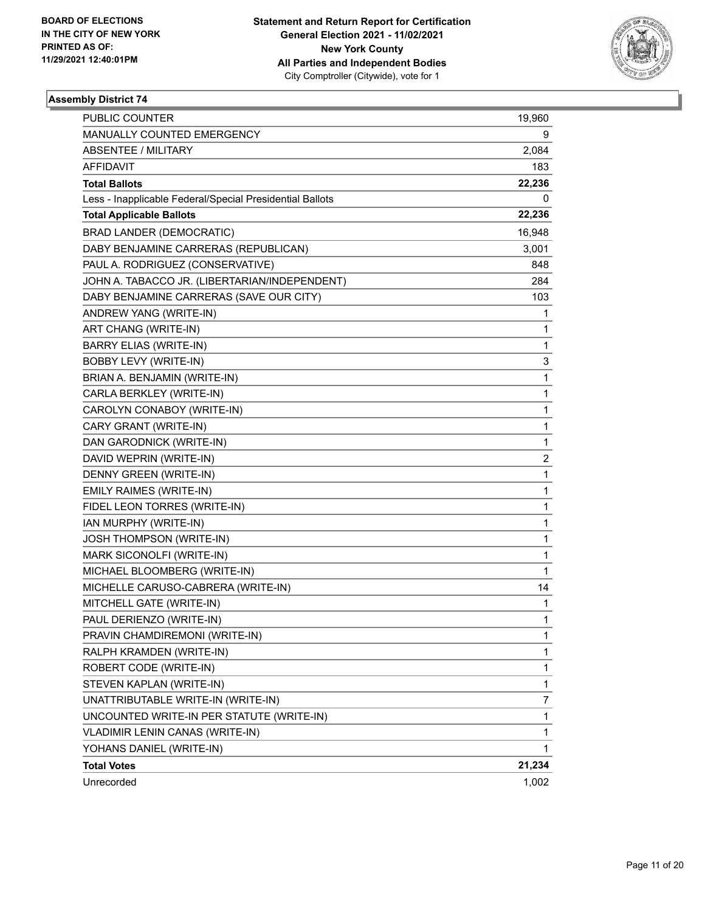BOARD OF ELECTIONS
IN THE CITY OF NEW YORK
PRINTED AS OF:
11/29/2021 12:40:01PM

**Statement and Return Report for Certification**
**General Election 2021 - 11/02/2021**
**New York County**
**All Parties and Independent Bodies**
City Comptroller (Citywide), vote for 1

### Assembly District 74

| | |
|---|---|
| PUBLIC COUNTER | 19,960 |
| MANUALLY COUNTED EMERGENCY | 9 |
| ABSENTEE / MILITARY | 2,084 |
| AFFIDAVIT | 183 |
| **Total Ballots** | **22,236** |
| Less - Inapplicable Federal/Special Presidential Ballots | 0 |
| **Total Applicable Ballots** | **22,236** |
| BRAD LANDER (DEMOCRATIC) | 16,948 |
| DABY BENJAMINE CARRERAS (REPUBLICAN) | 3,001 |
| PAUL A. RODRIGUEZ (CONSERVATIVE) | 848 |
| JOHN A. TABACCO JR. (LIBERTARIAN/INDEPENDENT) | 284 |
| DABY BENJAMINE CARRERAS (SAVE OUR CITY) | 103 |
| ANDREW YANG (WRITE-IN) | 1 |
| ART CHANG (WRITE-IN) | 1 |
| BARRY ELIAS (WRITE-IN) | 1 |
| BOBBY LEVY (WRITE-IN) | 3 |
| BRIAN A. BENJAMIN (WRITE-IN) | 1 |
| CARLA BERKLEY (WRITE-IN) | 1 |
| CAROLYN CONABOY (WRITE-IN) | 1 |
| CARY GRANT (WRITE-IN) | 1 |
| DAN GARODNICK (WRITE-IN) | 1 |
| DAVID WEPRIN (WRITE-IN) | 2 |
| DENNY GREEN (WRITE-IN) | 1 |
| EMILY RAIMES (WRITE-IN) | 1 |
| FIDEL LEON TORRES (WRITE-IN) | 1 |
| IAN MURPHY (WRITE-IN) | 1 |
| JOSH THOMPSON (WRITE-IN) | 1 |
| MARK SICONOLFI (WRITE-IN) | 1 |
| MICHAEL BLOOMBERG (WRITE-IN) | 1 |
| MICHELLE CARUSO-CABRERA (WRITE-IN) | 14 |
| MITCHELL GATE (WRITE-IN) | 1 |
| PAUL DERIENZO (WRITE-IN) | 1 |
| PRAVIN CHAMDIREMONI (WRITE-IN) | 1 |
| RALPH KRAMDEN (WRITE-IN) | 1 |
| ROBERT CODE (WRITE-IN) | 1 |
| STEVEN KAPLAN (WRITE-IN) | 1 |
| UNATTRIBUTABLE WRITE-IN (WRITE-IN) | 7 |
| UNCOUNTED WRITE-IN PER STATUTE (WRITE-IN) | 1 |
| VLADIMIR LENIN CANAS (WRITE-IN) | 1 |
| YOHANS DANIEL (WRITE-IN) | 1 |
| **Total Votes** | **21,234** |
| Unrecorded | 1,002 |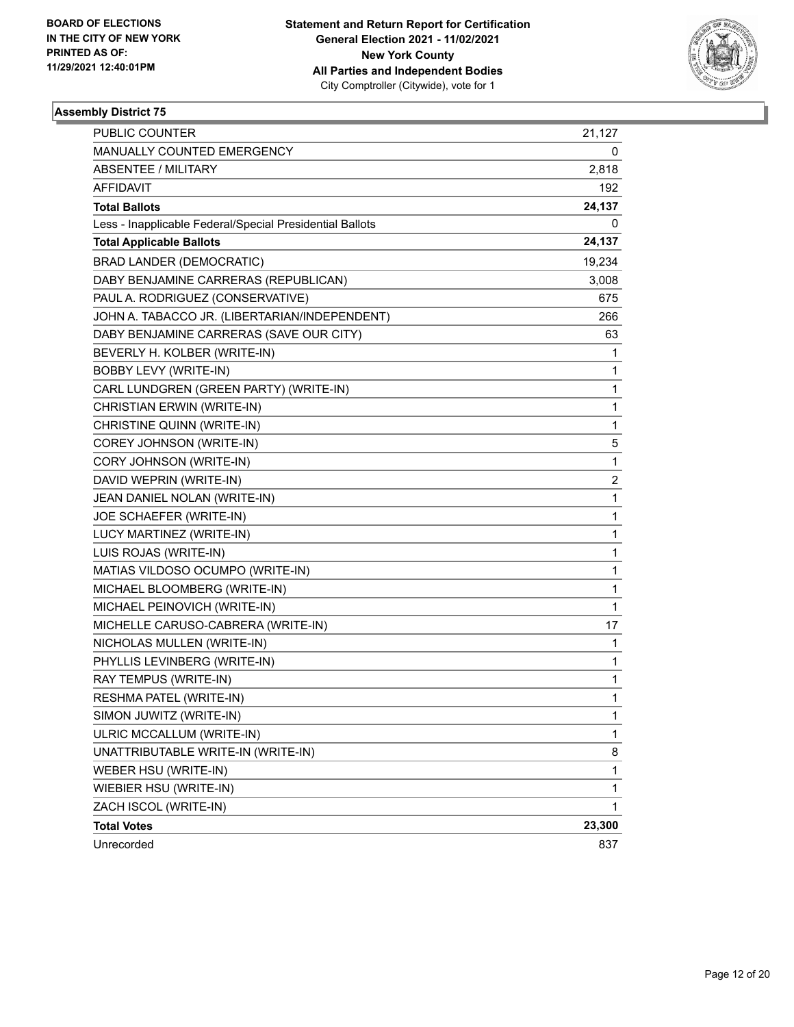**BOARD OF ELECTIONS IN THE CITY OF NEW YORK PRINTED AS OF: 11/29/2021 12:40:01PM**

**Statement and Return Report for Certification General Election 2021 - 11/02/2021 New York County All Parties and Independent Bodies** City Comptroller (Citywide), vote for 1

### Assembly District 75

| | |
|---|---|
| PUBLIC COUNTER | 21,127 |
| MANUALLY COUNTED EMERGENCY | 0 |
| ABSENTEE / MILITARY | 2,818 |
| AFFIDAVIT | 192 |
| **Total Ballots** | **24,137** |
| Less - Inapplicable Federal/Special Presidential Ballots | 0 |
| **Total Applicable Ballots** | **24,137** |
| BRAD LANDER (DEMOCRATIC) | 19,234 |
| DABY BENJAMINE CARRERAS (REPUBLICAN) | 3,008 |
| PAUL A. RODRIGUEZ (CONSERVATIVE) | 675 |
| JOHN A. TABACCO JR. (LIBERTARIAN/INDEPENDENT) | 266 |
| DABY BENJAMINE CARRERAS (SAVE OUR CITY) | 63 |
| BEVERLY H. KOLBER (WRITE-IN) | 1 |
| BOBBY LEVY (WRITE-IN) | 1 |
| CARL LUNDGREN (GREEN PARTY) (WRITE-IN) | 1 |
| CHRISTIAN ERWIN (WRITE-IN) | 1 |
| CHRISTINE QUINN (WRITE-IN) | 1 |
| COREY JOHNSON (WRITE-IN) | 5 |
| CORY JOHNSON (WRITE-IN) | 1 |
| DAVID WEPRIN (WRITE-IN) | 2 |
| JEAN DANIEL NOLAN (WRITE-IN) | 1 |
| JOE SCHAEFER (WRITE-IN) | 1 |
| LUCY MARTINEZ (WRITE-IN) | 1 |
| LUIS ROJAS (WRITE-IN) | 1 |
| MATIAS VILDOSO OCUMPO (WRITE-IN) | 1 |
| MICHAEL BLOOMBERG (WRITE-IN) | 1 |
| MICHAEL PEINOVICH (WRITE-IN) | 1 |
| MICHELLE CARUSO-CABRERA (WRITE-IN) | 17 |
| NICHOLAS MULLEN (WRITE-IN) | 1 |
| PHYLLIS LEVINBERG (WRITE-IN) | 1 |
| RAY TEMPUS (WRITE-IN) | 1 |
| RESHMA PATEL (WRITE-IN) | 1 |
| SIMON JUWITZ (WRITE-IN) | 1 |
| ULRIC MCCALLUM (WRITE-IN) | 1 |
| UNATTRIBUTABLE WRITE-IN (WRITE-IN) | 8 |
| WEBER HSU (WRITE-IN) | 1 |
| WIEBIER HSU (WRITE-IN) | 1 |
| ZACH ISCOL (WRITE-IN) | 1 |
| **Total Votes** | **23,300** |
| Unrecorded | 837 |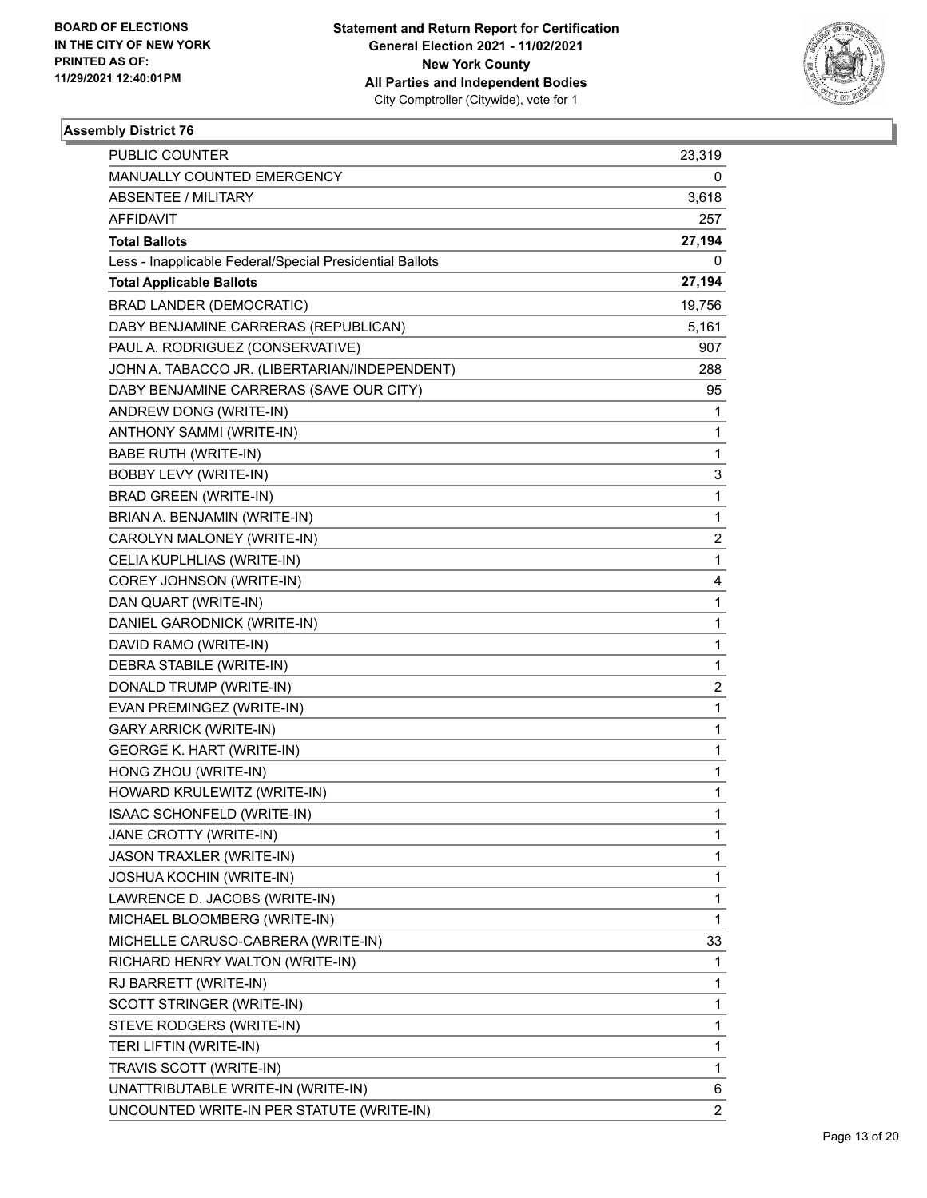BOARD OF ELECTIONS
IN THE CITY OF NEW YORK
PRINTED AS OF:
11/29/2021 12:40:01PM

**Statement and Return Report for Certification**
**General Election 2021 - 11/02/2021**
**New York County**
**All Parties and Independent Bodies**
City Comptroller (Citywide), vote for 1

### Assembly District 76

| | |
|---|---|
| PUBLIC COUNTER | 23,319 |
| MANUALLY COUNTED EMERGENCY | 0 |
| ABSENTEE / MILITARY | 3,618 |
| AFFIDAVIT | 257 |
| **Total Ballots** | **27,194** |
| Less - Inapplicable Federal/Special Presidential Ballots | 0 |
| **Total Applicable Ballots** | **27,194** |
| BRAD LANDER (DEMOCRATIC) | 19,756 |
| DABY BENJAMINE CARRERAS (REPUBLICAN) | 5,161 |
| PAUL A. RODRIGUEZ (CONSERVATIVE) | 907 |
| JOHN A. TABACCO JR. (LIBERTARIAN/INDEPENDENT) | 288 |
| DABY BENJAMINE CARRERAS (SAVE OUR CITY) | 95 |
| ANDREW DONG (WRITE-IN) | 1 |
| ANTHONY SAMMI (WRITE-IN) | 1 |
| BABE RUTH (WRITE-IN) | 1 |
| BOBBY LEVY (WRITE-IN) | 3 |
| BRAD GREEN (WRITE-IN) | 1 |
| BRIAN A. BENJAMIN (WRITE-IN) | 1 |
| CAROLYN MALONEY (WRITE-IN) | 2 |
| CELIA KUPLHLIAS (WRITE-IN) | 1 |
| COREY JOHNSON (WRITE-IN) | 4 |
| DAN QUART (WRITE-IN) | 1 |
| DANIEL GARODNICK (WRITE-IN) | 1 |
| DAVID RAMO (WRITE-IN) | 1 |
| DEBRA STABILE (WRITE-IN) | 1 |
| DONALD TRUMP (WRITE-IN) | 2 |
| EVAN PREMINGEZ (WRITE-IN) | 1 |
| GARY ARRICK (WRITE-IN) | 1 |
| GEORGE K. HART (WRITE-IN) | 1 |
| HONG ZHOU (WRITE-IN) | 1 |
| HOWARD KRULEWITZ (WRITE-IN) | 1 |
| ISAAC SCHONFELD (WRITE-IN) | 1 |
| JANE CROTTY (WRITE-IN) | 1 |
| JASON TRAXLER (WRITE-IN) | 1 |
| JOSHUA KOCHIN (WRITE-IN) | 1 |
| LAWRENCE D. JACOBS (WRITE-IN) | 1 |
| MICHAEL BLOOMBERG (WRITE-IN) | 1 |
| MICHELLE CARUSO-CABRERA (WRITE-IN) | 33 |
| RICHARD HENRY WALTON (WRITE-IN) | 1 |
| RJ BARRETT (WRITE-IN) | 1 |
| SCOTT STRINGER (WRITE-IN) | 1 |
| STEVE RODGERS (WRITE-IN) | 1 |
| TERI LIFTIN (WRITE-IN) | 1 |
| TRAVIS SCOTT (WRITE-IN) | 1 |
| UNATTRIBUTABLE WRITE-IN (WRITE-IN) | 6 |
| UNCOUNTED WRITE-IN PER STATUTE (WRITE-IN) | 2 |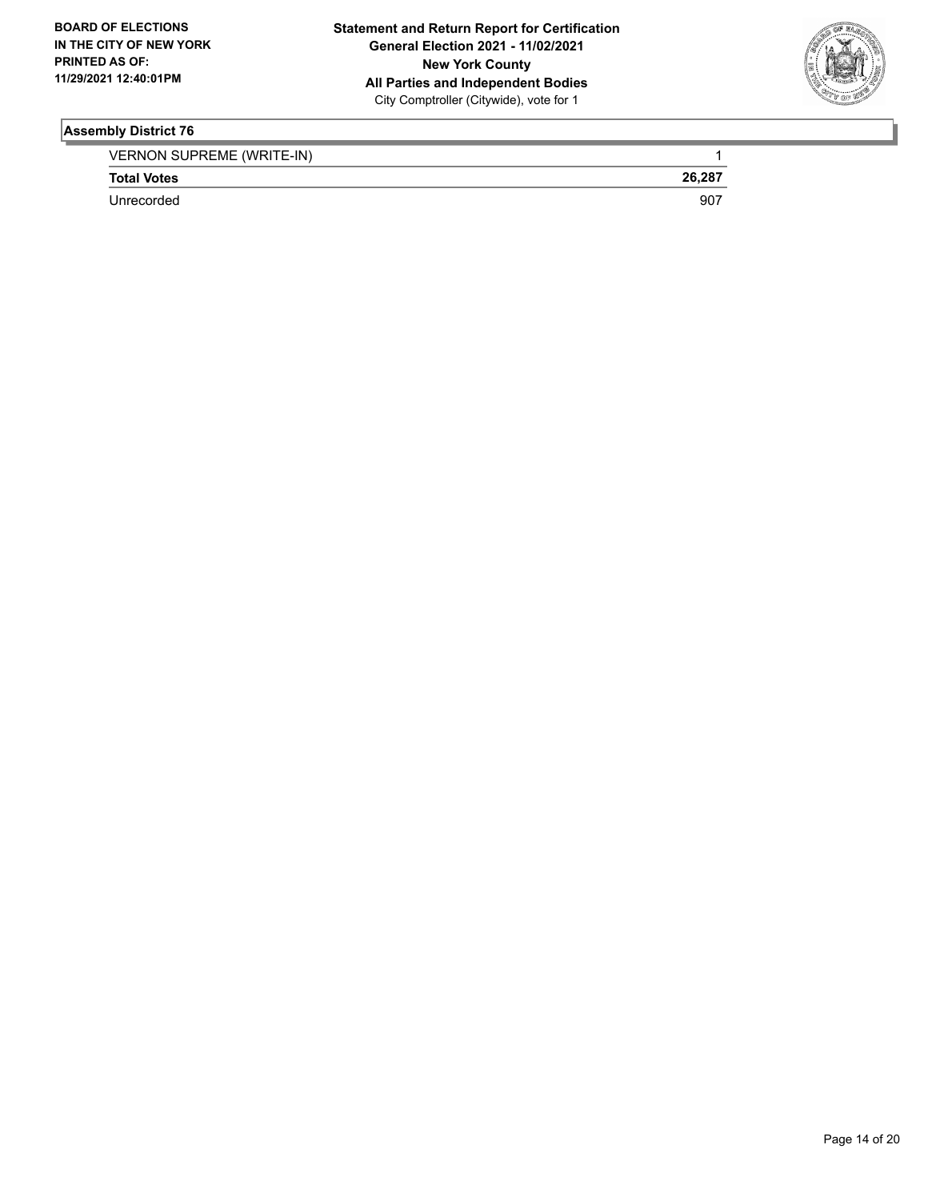BOARD OF ELECTIONS
IN THE CITY OF NEW YORK
PRINTED AS OF:
11/29/2021 12:40:01PM

**Statement and Return Report for Certification**
**General Election 2021 - 11/02/2021**
**New York County**
**All Parties and Independent Bodies**
City Comptroller (Citywide), vote for 1

## Assembly District 76

| | |
|---|---|
| VERNON SUPREME (WRITE-IN) | 1 |
| **Total Votes** | **26,287** |
| Unrecorded | 907 |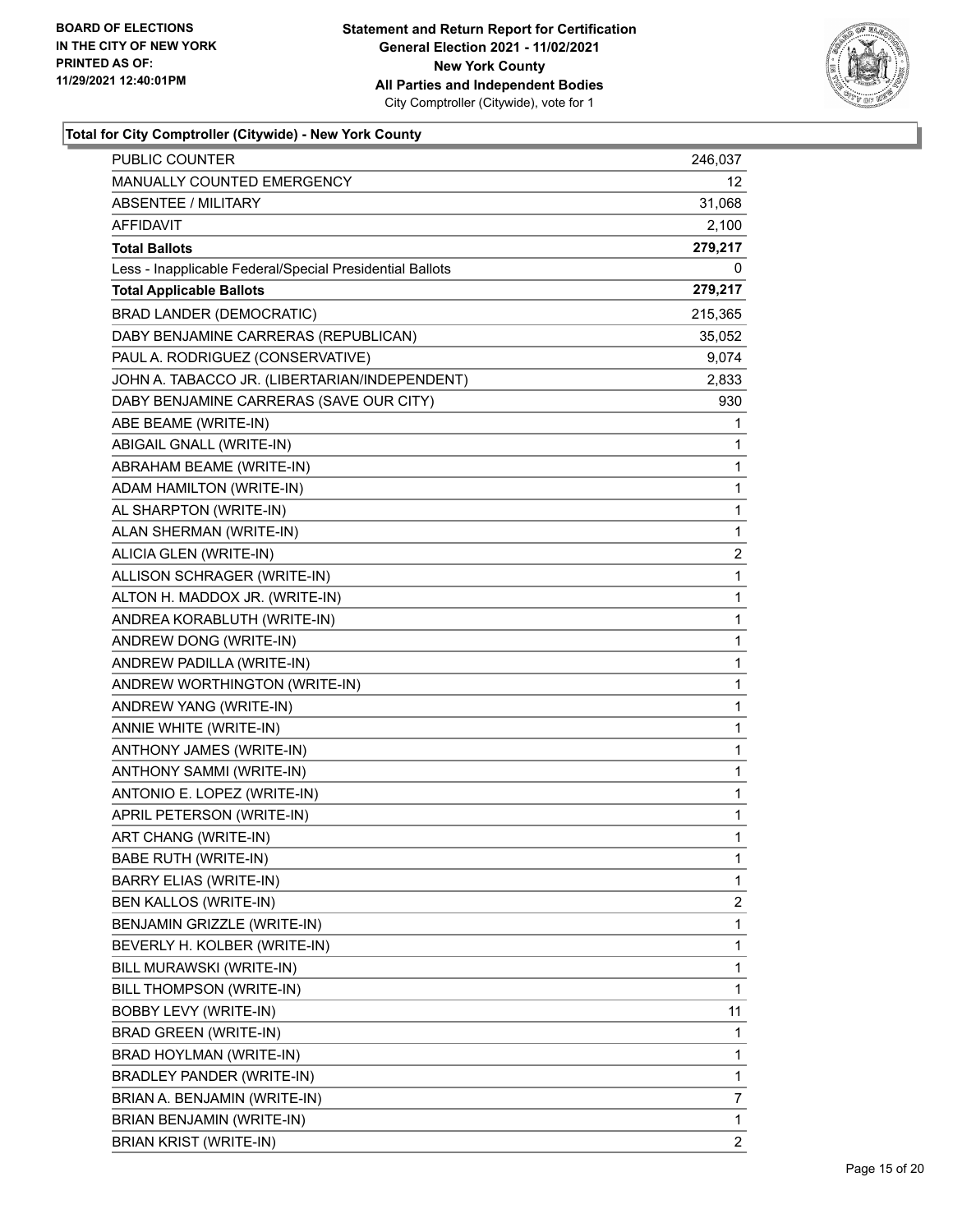**Total for City Comptroller (Citywide) - New York County**

| | |
|---|---|
| PUBLIC COUNTER | 246,037 |
| MANUALLY COUNTED EMERGENCY | 12 |
| ABSENTEE / MILITARY | 31,068 |
| AFFIDAVIT | 2,100 |
| **Total Ballots** | **279,217** |
| Less - Inapplicable Federal/Special Presidential Ballots | 0 |
| **Total Applicable Ballots** | **279,217** |
| BRAD LANDER (DEMOCRATIC) | 215,365 |
| DABY BENJAMINE CARRERAS (REPUBLICAN) | 35,052 |
| PAUL A. RODRIGUEZ (CONSERVATIVE) | 9,074 |
| JOHN A. TABACCO JR. (LIBERTARIAN/INDEPENDENT) | 2,833 |
| DABY BENJAMINE CARRERAS (SAVE OUR CITY) | 930 |
| ABE BEAME (WRITE-IN) | 1 |
| ABIGAIL GNALL (WRITE-IN) | 1 |
| ABRAHAM BEAME (WRITE-IN) | 1 |
| ADAM HAMILTON (WRITE-IN) | 1 |
| AL SHARPTON (WRITE-IN) | 1 |
| ALAN SHERMAN (WRITE-IN) | 1 |
| ALICIA GLEN (WRITE-IN) | 2 |
| ALLISON SCHRAGER (WRITE-IN) | 1 |
| ALTON H. MADDOX JR. (WRITE-IN) | 1 |
| ANDREA KORABLUTH (WRITE-IN) | 1 |
| ANDREW DONG (WRITE-IN) | 1 |
| ANDREW PADILLA (WRITE-IN) | 1 |
| ANDREW WORTHINGTON (WRITE-IN) | 1 |
| ANDREW YANG (WRITE-IN) | 1 |
| ANNIE WHITE (WRITE-IN) | 1 |
| ANTHONY JAMES (WRITE-IN) | 1 |
| ANTHONY SAMMI (WRITE-IN) | 1 |
| ANTONIO E. LOPEZ (WRITE-IN) | 1 |
| APRIL PETERSON (WRITE-IN) | 1 |
| ART CHANG (WRITE-IN) | 1 |
| BABE RUTH (WRITE-IN) | 1 |
| BARRY ELIAS (WRITE-IN) | 1 |
| BEN KALLOS (WRITE-IN) | 2 |
| BENJAMIN GRIZZLE (WRITE-IN) | 1 |
| BEVERLY H. KOLBER (WRITE-IN) | 1 |
| BILL MURAWSKI (WRITE-IN) | 1 |
| BILL THOMPSON (WRITE-IN) | 1 |
| BOBBY LEVY (WRITE-IN) | 11 |
| BRAD GREEN (WRITE-IN) | 1 |
| BRAD HOYLMAN (WRITE-IN) | 1 |
| BRADLEY PANDER (WRITE-IN) | 1 |
| BRIAN A. BENJAMIN (WRITE-IN) | 7 |
| BRIAN BENJAMIN (WRITE-IN) | 1 |
| BRIAN KRIST (WRITE-IN) | 2 |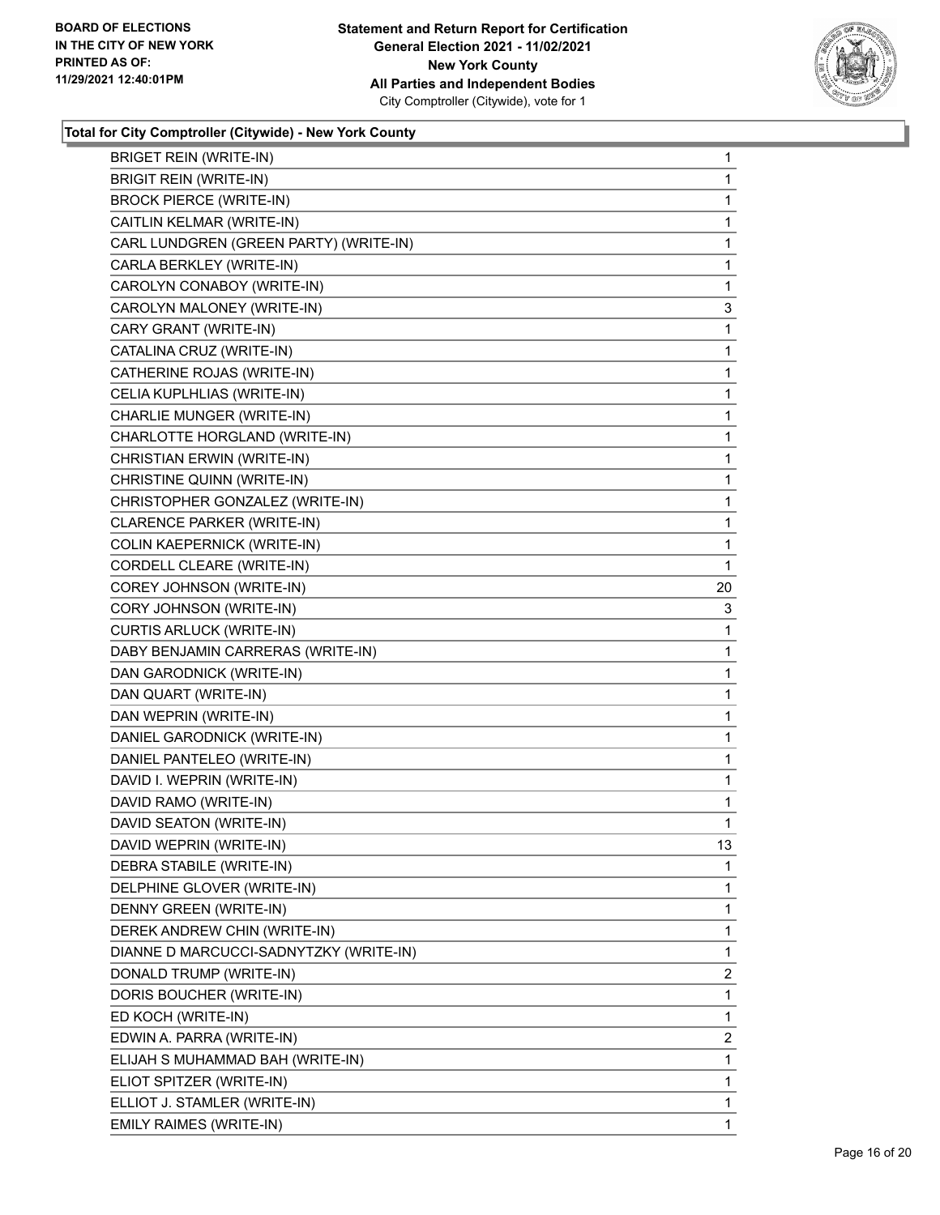**Total for City Comptroller (Citywide) - New York County**

| | |
|---|---|
| BRIGET REIN (WRITE-IN) | 1 |
| BRIGIT REIN (WRITE-IN) | 1 |
| BROCK PIERCE (WRITE-IN) | 1 |
| CAITLIN KELMAR (WRITE-IN) | 1 |
| CARL LUNDGREN (GREEN PARTY) (WRITE-IN) | 1 |
| CARLA BERKLEY (WRITE-IN) | 1 |
| CAROLYN CONABOY (WRITE-IN) | 1 |
| CAROLYN MALONEY (WRITE-IN) | 3 |
| CARY GRANT (WRITE-IN) | 1 |
| CATALINA CRUZ (WRITE-IN) | 1 |
| CATHERINE ROJAS (WRITE-IN) | 1 |
| CELIA KUPLHLIAS (WRITE-IN) | 1 |
| CHARLIE MUNGER (WRITE-IN) | 1 |
| CHARLOTTE HORGLAND (WRITE-IN) | 1 |
| CHRISTIAN ERWIN (WRITE-IN) | 1 |
| CHRISTINE QUINN (WRITE-IN) | 1 |
| CHRISTOPHER GONZALEZ (WRITE-IN) | 1 |
| CLARENCE PARKER (WRITE-IN) | 1 |
| COLIN KAEPERNICK (WRITE-IN) | 1 |
| CORDELL CLEARE (WRITE-IN) | 1 |
| COREY JOHNSON (WRITE-IN) | 20 |
| CORY JOHNSON (WRITE-IN) | 3 |
| CURTIS ARLUCK (WRITE-IN) | 1 |
| DABY BENJAMIN CARRERAS (WRITE-IN) | 1 |
| DAN GARODNICK (WRITE-IN) | 1 |
| DAN QUART (WRITE-IN) | 1 |
| DAN WEPRIN (WRITE-IN) | 1 |
| DANIEL GARODNICK (WRITE-IN) | 1 |
| DANIEL PANTELEO (WRITE-IN) | 1 |
| DAVID I. WEPRIN (WRITE-IN) | 1 |
| DAVID RAMO (WRITE-IN) | 1 |
| DAVID SEATON (WRITE-IN) | 1 |
| DAVID WEPRIN (WRITE-IN) | 13 |
| DEBRA STABILE (WRITE-IN) | 1 |
| DELPHINE GLOVER (WRITE-IN) | 1 |
| DENNY GREEN (WRITE-IN) | 1 |
| DEREK ANDREW CHIN (WRITE-IN) | 1 |
| DIANNE D MARCUCCI-SADNYTZKY (WRITE-IN) | 1 |
| DONALD TRUMP (WRITE-IN) | 2 |
| DORIS BOUCHER (WRITE-IN) | 1 |
| ED KOCH (WRITE-IN) | 1 |
| EDWIN A. PARRA (WRITE-IN) | 2 |
| ELIJAH S MUHAMMAD BAH (WRITE-IN) | 1 |
| ELIOT SPITZER (WRITE-IN) | 1 |
| ELLIOT J. STAMLER (WRITE-IN) | 1 |
| EMILY RAIMES (WRITE-IN) | 1 |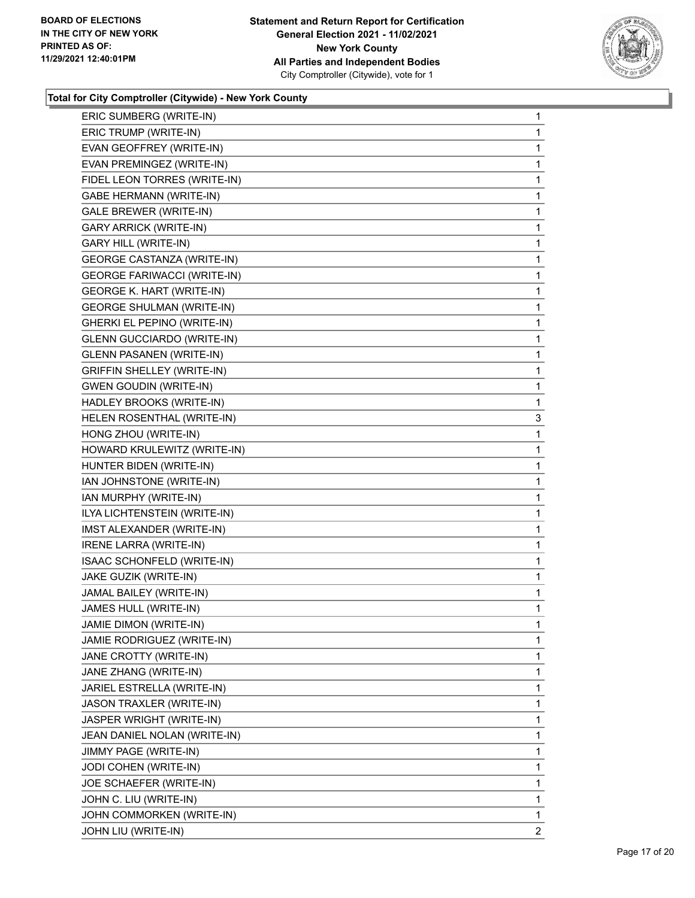**Total for City Comptroller (Citywide) - New York County**

| | |
|---|---|
| ERIC SUMBERG (WRITE-IN) | 1 |
| ERIC TRUMP (WRITE-IN) | 1 |
| EVAN GEOFFREY (WRITE-IN) | 1 |
| EVAN PREMINGEZ (WRITE-IN) | 1 |
| FIDEL LEON TORRES (WRITE-IN) | 1 |
| GABE HERMANN (WRITE-IN) | 1 |
| GALE BREWER (WRITE-IN) | 1 |
| GARY ARRICK (WRITE-IN) | 1 |
| GARY HILL (WRITE-IN) | 1 |
| GEORGE CASTANZA (WRITE-IN) | 1 |
| GEORGE FARIWACCI (WRITE-IN) | 1 |
| GEORGE K. HART (WRITE-IN) | 1 |
| GEORGE SHULMAN (WRITE-IN) | 1 |
| GHERKI EL PEPINO (WRITE-IN) | 1 |
| GLENN GUCCIARDO (WRITE-IN) | 1 |
| GLENN PASANEN (WRITE-IN) | 1 |
| GRIFFIN SHELLEY (WRITE-IN) | 1 |
| GWEN GOUDIN (WRITE-IN) | 1 |
| HADLEY BROOKS (WRITE-IN) | 1 |
| HELEN ROSENTHAL (WRITE-IN) | 3 |
| HONG ZHOU (WRITE-IN) | 1 |
| HOWARD KRULEWITZ (WRITE-IN) | 1 |
| HUNTER BIDEN (WRITE-IN) | 1 |
| IAN JOHNSTONE (WRITE-IN) | 1 |
| IAN MURPHY (WRITE-IN) | 1 |
| ILYA LICHTENSTEIN (WRITE-IN) | 1 |
| IMST ALEXANDER (WRITE-IN) | 1 |
| IRENE LARRA (WRITE-IN) | 1 |
| ISAAC SCHONFELD (WRITE-IN) | 1 |
| JAKE GUZIK (WRITE-IN) | 1 |
| JAMAL BAILEY (WRITE-IN) | 1 |
| JAMES HULL (WRITE-IN) | 1 |
| JAMIE DIMON (WRITE-IN) | 1 |
| JAMIE RODRIGUEZ (WRITE-IN) | 1 |
| JANE CROTTY (WRITE-IN) | 1 |
| JANE ZHANG (WRITE-IN) | 1 |
| JARIEL ESTRELLA (WRITE-IN) | 1 |
| JASON TRAXLER (WRITE-IN) | 1 |
| JASPER WRIGHT (WRITE-IN) | 1 |
| JEAN DANIEL NOLAN (WRITE-IN) | 1 |
| JIMMY PAGE (WRITE-IN) | 1 |
| JODI COHEN (WRITE-IN) | 1 |
| JOE SCHAEFER (WRITE-IN) | 1 |
| JOHN C. LIU (WRITE-IN) | 1 |
| JOHN COMMORKEN (WRITE-IN) | 1 |
| JOHN LIU (WRITE-IN) | 2 |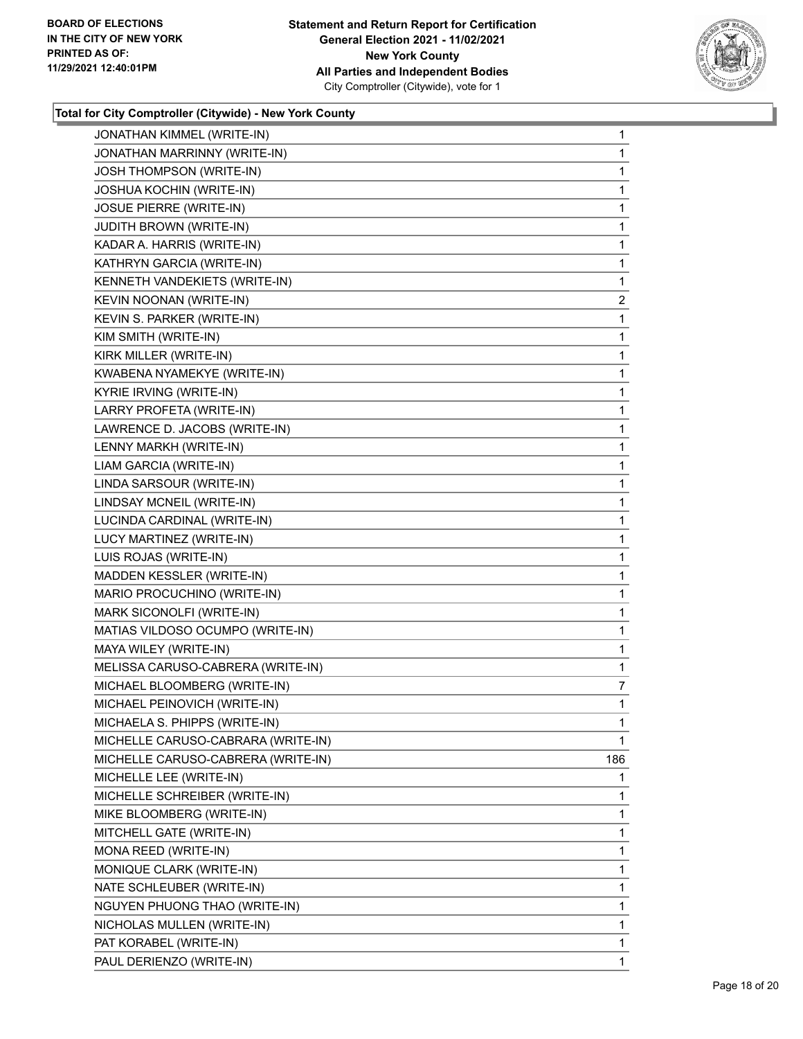**BOARD OF ELECTIONS IN THE CITY OF NEW YORK PRINTED AS OF: 11/29/2021 12:40:01PM**

**Statement and Return Report for Certification General Election 2021 - 11/02/2021 New York County All Parties and Independent Bodies** City Comptroller (Citywide), vote for 1

**Total for City Comptroller (Citywide) - New York County**

| | |
|---|---|
| JONATHAN KIMMEL (WRITE-IN) | 1 |
| JONATHAN MARRINNY (WRITE-IN) | 1 |
| JOSH THOMPSON (WRITE-IN) | 1 |
| JOSHUA KOCHIN (WRITE-IN) | 1 |
| JOSUE PIERRE (WRITE-IN) | 1 |
| JUDITH BROWN (WRITE-IN) | 1 |
| KADAR A. HARRIS (WRITE-IN) | 1 |
| KATHRYN GARCIA (WRITE-IN) | 1 |
| KENNETH VANDEKIETS (WRITE-IN) | 1 |
| KEVIN NOONAN (WRITE-IN) | 2 |
| KEVIN S. PARKER (WRITE-IN) | 1 |
| KIM SMITH (WRITE-IN) | 1 |
| KIRK MILLER (WRITE-IN) | 1 |
| KWABENA NYAMEKYE (WRITE-IN) | 1 |
| KYRIE IRVING (WRITE-IN) | 1 |
| LARRY PROFETA (WRITE-IN) | 1 |
| LAWRENCE D. JACOBS (WRITE-IN) | 1 |
| LENNY MARKH (WRITE-IN) | 1 |
| LIAM GARCIA (WRITE-IN) | 1 |
| LINDA SARSOUR (WRITE-IN) | 1 |
| LINDSAY MCNEIL (WRITE-IN) | 1 |
| LUCINDA CARDINAL (WRITE-IN) | 1 |
| LUCY MARTINEZ (WRITE-IN) | 1 |
| LUIS ROJAS (WRITE-IN) | 1 |
| MADDEN KESSLER (WRITE-IN) | 1 |
| MARIO PROCUCHINO (WRITE-IN) | 1 |
| MARK SICONOLFI (WRITE-IN) | 1 |
| MATIAS VILDOSO OCUMPO (WRITE-IN) | 1 |
| MAYA WILEY (WRITE-IN) | 1 |
| MELISSA CARUSO-CABRERA (WRITE-IN) | 1 |
| MICHAEL BLOOMBERG (WRITE-IN) | 7 |
| MICHAEL PEINOVICH (WRITE-IN) | 1 |
| MICHAELA S. PHIPPS (WRITE-IN) | 1 |
| MICHELLE CARUSO-CABRARA (WRITE-IN) | 1 |
| MICHELLE CARUSO-CABRERA (WRITE-IN) | 186 |
| MICHELLE LEE (WRITE-IN) | 1 |
| MICHELLE SCHREIBER (WRITE-IN) | 1 |
| MIKE BLOOMBERG (WRITE-IN) | 1 |
| MITCHELL GATE (WRITE-IN) | 1 |
| MONA REED (WRITE-IN) | 1 |
| MONIQUE CLARK (WRITE-IN) | 1 |
| NATE SCHLEUBER (WRITE-IN) | 1 |
| NGUYEN PHUONG THAO (WRITE-IN) | 1 |
| NICHOLAS MULLEN (WRITE-IN) | 1 |
| PAT KORABEL (WRITE-IN) | 1 |
| PAUL DERIENZO (WRITE-IN) | 1 |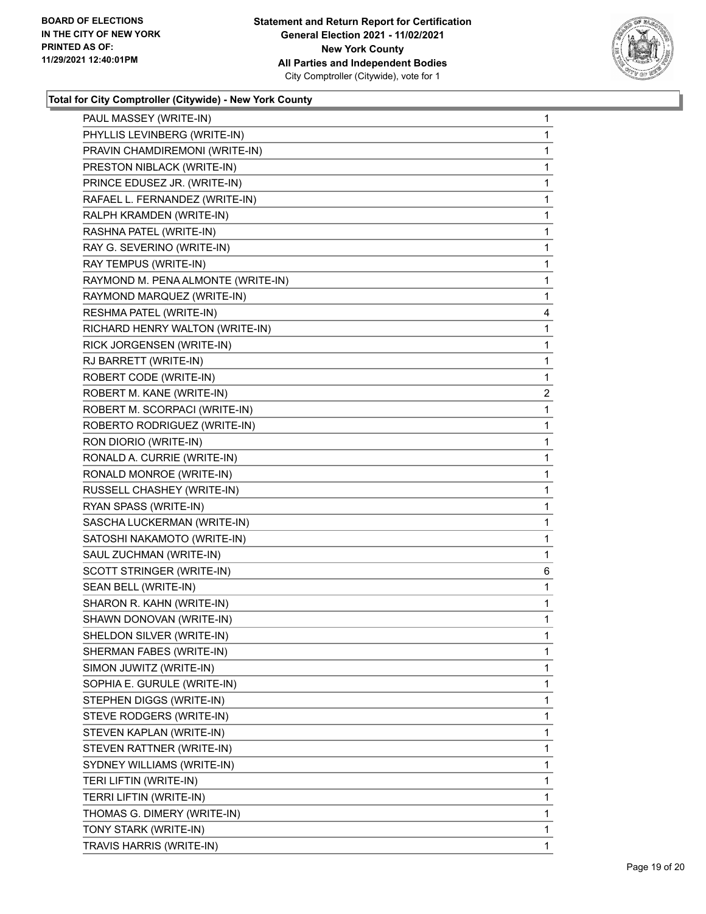**Total for City Comptroller (Citywide) - New York County**

| Candidate | Votes |
|---|---|
| PAUL MASSEY (WRITE-IN) | 1 |
| PHYLLIS LEVINBERG (WRITE-IN) | 1 |
| PRAVIN CHAMDIREMONI (WRITE-IN) | 1 |
| PRESTON NIBLACK (WRITE-IN) | 1 |
| PRINCE EDUSEZ JR. (WRITE-IN) | 1 |
| RAFAEL L. FERNANDEZ (WRITE-IN) | 1 |
| RALPH KRAMDEN (WRITE-IN) | 1 |
| RASHNA PATEL (WRITE-IN) | 1 |
| RAY G. SEVERINO (WRITE-IN) | 1 |
| RAY TEMPUS (WRITE-IN) | 1 |
| RAYMOND M. PENA ALMONTE (WRITE-IN) | 1 |
| RAYMOND MARQUEZ (WRITE-IN) | 1 |
| RESHMA PATEL (WRITE-IN) | 4 |
| RICHARD HENRY WALTON (WRITE-IN) | 1 |
| RICK JORGENSEN (WRITE-IN) | 1 |
| RJ BARRETT (WRITE-IN) | 1 |
| ROBERT CODE (WRITE-IN) | 1 |
| ROBERT M. KANE (WRITE-IN) | 2 |
| ROBERT M. SCORPACI (WRITE-IN) | 1 |
| ROBERTO RODRIGUEZ (WRITE-IN) | 1 |
| RON DIORIO (WRITE-IN) | 1 |
| RONALD A. CURRIE (WRITE-IN) | 1 |
| RONALD MONROE (WRITE-IN) | 1 |
| RUSSELL CHASHEY (WRITE-IN) | 1 |
| RYAN SPASS (WRITE-IN) | 1 |
| SASCHA LUCKERMAN (WRITE-IN) | 1 |
| SATOSHI NAKAMOTO (WRITE-IN) | 1 |
| SAUL ZUCHMAN (WRITE-IN) | 1 |
| SCOTT STRINGER (WRITE-IN) | 6 |
| SEAN BELL (WRITE-IN) | 1 |
| SHARON R. KAHN (WRITE-IN) | 1 |
| SHAWN DONOVAN (WRITE-IN) | 1 |
| SHELDON SILVER (WRITE-IN) | 1 |
| SHERMAN FABES (WRITE-IN) | 1 |
| SIMON JUWITZ (WRITE-IN) | 1 |
| SOPHIA E. GURULE (WRITE-IN) | 1 |
| STEPHEN DIGGS (WRITE-IN) | 1 |
| STEVE RODGERS (WRITE-IN) | 1 |
| STEVEN KAPLAN (WRITE-IN) | 1 |
| STEVEN RATTNER (WRITE-IN) | 1 |
| SYDNEY WILLIAMS (WRITE-IN) | 1 |
| TERI LIFTIN (WRITE-IN) | 1 |
| TERRI LIFTIN (WRITE-IN) | 1 |
| THOMAS G. DIMERY (WRITE-IN) | 1 |
| TONY STARK (WRITE-IN) | 1 |
| TRAVIS HARRIS (WRITE-IN) | 1 |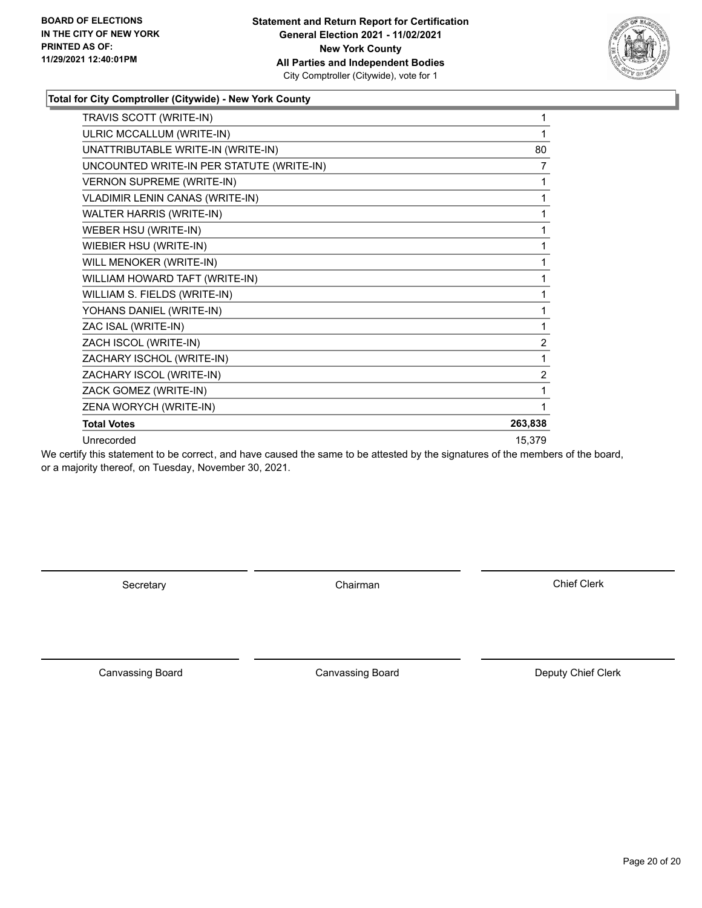**BOARD OF ELECTIONS IN THE CITY OF NEW YORK PRINTED AS OF: 11/29/2021 12:40:01PM**

**Statement and Return Report for Certification General Election 2021 - 11/02/2021 New York County All Parties and Independent Bodies**
City Comptroller (Citywide), vote for 1

**Total for City Comptroller (Citywide) - New York County**

| | |
|---|---|
| TRAVIS SCOTT (WRITE-IN) | 1 |
| ULRIC MCCALLUM (WRITE-IN) | 1 |
| UNATTRIBUTABLE WRITE-IN (WRITE-IN) | 80 |
| UNCOUNTED WRITE-IN PER STATUTE (WRITE-IN) | 7 |
| VERNON SUPREME (WRITE-IN) | 1 |
| VLADIMIR LENIN CANAS (WRITE-IN) | 1 |
| WALTER HARRIS (WRITE-IN) | 1 |
| WEBER HSU (WRITE-IN) | 1 |
| WIEBIER HSU (WRITE-IN) | 1 |
| WILL MENOKER (WRITE-IN) | 1 |
| WILLIAM HOWARD TAFT (WRITE-IN) | 1 |
| WILLIAM S. FIELDS (WRITE-IN) | 1 |
| YOHANS DANIEL (WRITE-IN) | 1 |
| ZAC ISAL (WRITE-IN) | 1 |
| ZACH ISCOL (WRITE-IN) | 2 |
| ZACHARY ISCHOL (WRITE-IN) | 1 |
| ZACHARY ISCOL (WRITE-IN) | 2 |
| ZACK GOMEZ (WRITE-IN) | 1 |
| ZENA WORYCH (WRITE-IN) | 1 |
| **Total Votes** | **263,838** |
| Unrecorded | 15,379 |

We certify this statement to be correct, and have caused the same to be attested by the signatures of the members of the board, or a majority thereof, on Tuesday, November 30, 2021.

Secretary    Chairman    Chief Clerk

Canvassing Board    Canvassing Board    Deputy Chief Clerk